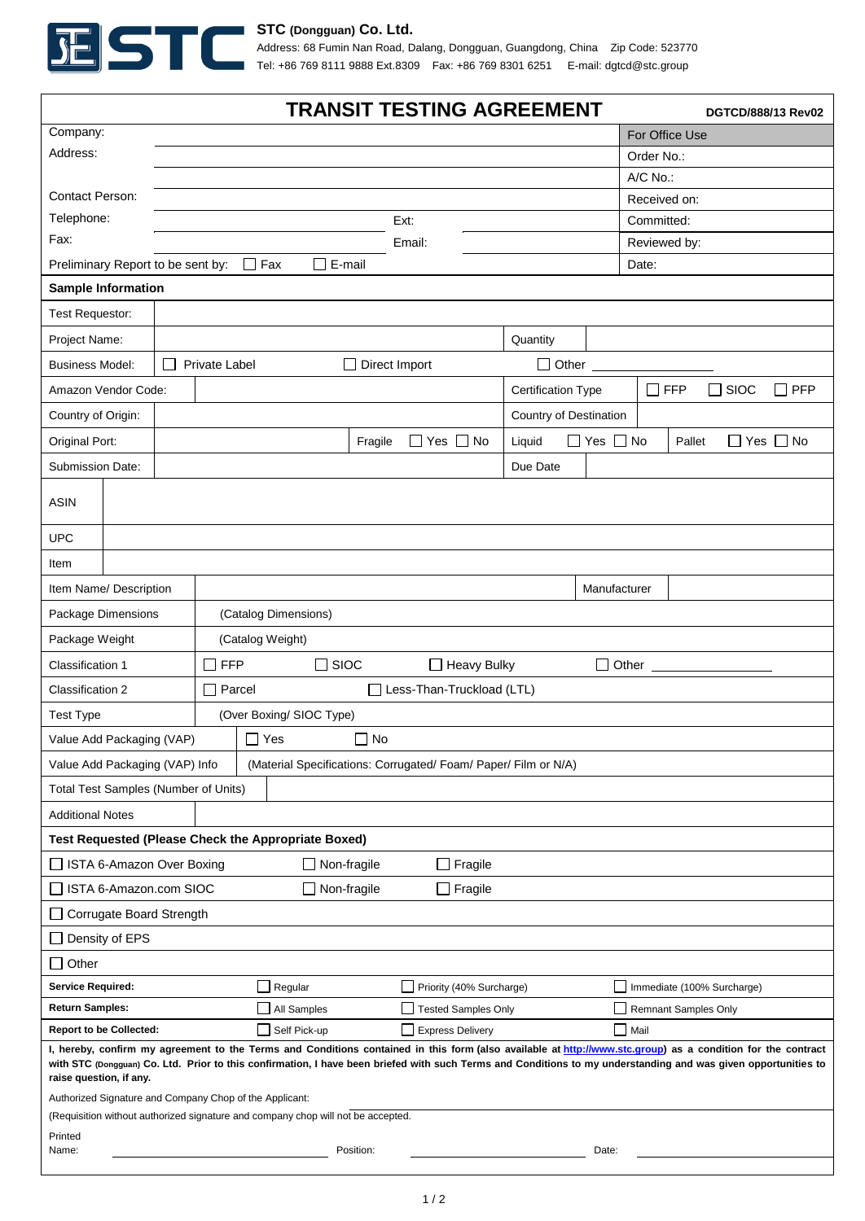**STC (Dongguan) Co. Ltd.**
Address: 68 Fumin Nan Road, Dalang, Dongguan, Guangdong, China Zip Code: 523770
Tel: +86 769 8111 9888 Ext.8309 Fax: +86 769 8301 6251 E-mail: dgtcd@stc.group

# TRANSIT TESTING AGREEMENT

**DGTCD/888/13 Rev02**

| | | For Office Use |
|---|---|---|
| Company: | | Order No.: |
| Address: | | A/C No.: |
| | | Received on: |
| Contact Person: | | Committed: |
| Telephone: | Ext: | Reviewed by: |
| Fax: | Email: | Date: |
| Preliminary Report to be sent by: ☐ Fax ☐ E-mail | | |

**Sample Information**

| | | | |
|---|---|---|---|
| Test Requestor: | | | |
| Project Name: | | Quantity | |
| Business Model: | ☐ Private Label ☐ Direct Import ☐ Other ____ | | |
| Amazon Vendor Code: | | Certification Type | ☐ FFP ☐ SIOC ☐ PFP |
| Country of Origin: | | Country of Destination | |
| Original Port: | Fragile ☐ Yes ☐ No | Liquid ☐ Yes ☐ No | Pallet ☐ Yes ☐ No |
| Submission Date: | | Due Date | |
| ASIN | | | |
| UPC | | | |
| Item | | | |
| Item Name/ Description | | Manufacturer | |
| Package Dimensions | (Catalog Dimensions) | | |
| Package Weight | (Catalog Weight) | | |
| Classification 1 | ☐ FFP ☐ SIOC ☐ Heavy Bulky ☐ Other ____ | | |
| Classification 2 | ☐ Parcel ☐ Less-Than-Truckload (LTL) | | |
| Test Type | (Over Boxing/ SIOC Type) | | |
| Value Add Packaging (VAP) | ☐ Yes ☐ No | | |
| Value Add Packaging (VAP) Info | (Material Specifications: Corrugated/ Foam/ Paper/ Film or N/A) | | |
| Total Test Samples (Number of Units) | | | |
| Additional Notes | | | |

**Test Requested (Please Check the Appropriate Boxed)**

| | | |
|---|---|---|
| ☐ ISTA 6-Amazon Over Boxing | ☐ Non-fragile | ☐ Fragile |
| ☐ ISTA 6-Amazon.com SIOC | ☐ Non-fragile | ☐ Fragile |
| ☐ Corrugate Board Strength | | |
| ☐ Density of EPS | | |
| ☐ Other | | |

| | | | |
|---|---|---|---|
| **Service Required:** | ☐ Regular | ☐ Priority (40% Surcharge) | ☐ Immediate (100% Surcharge) |
| **Return Samples:** | ☐ All Samples | ☐ Tested Samples Only | ☐ Remnant Samples Only |
| **Report to be Collected:** | ☐ Self Pick-up | ☐ Express Delivery | ☐ Mail |

**I, hereby, confirm my agreement to the Terms and Conditions contained in this form (also available at http://www.stc.group) as a condition for the contract with STC (Dongguan) Co. Ltd. Prior to this confirmation, I have been briefed with such Terms and Conditions to my understanding and was given opportunities to raise question, if any.**

Authorized Signature and Company Chop of the Applicant:

(Requisition without authorized signature and company chop will not be accepted.

Printed Name: ____________ Position: ____________ Date: ____________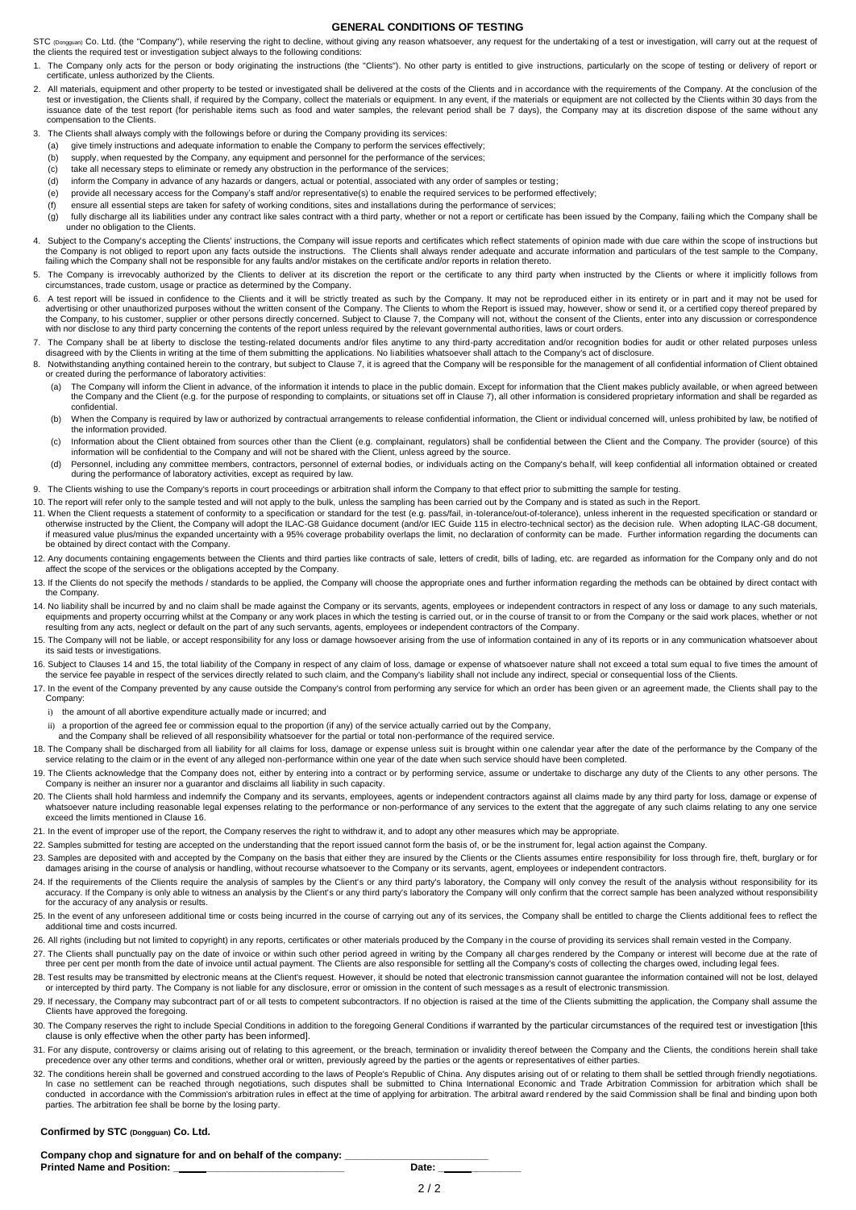# GENERAL CONDITIONS OF TESTING

STC (Dongguan) Co. Ltd. (the "Company"), while reserving the right to decline, without giving any reason whatsoever, any request for the undertaking of a test or investigation, will carry out at the request of the clients the required test or investigation subject always to the following conditions:

1. The Company only acts for the person or body originating the instructions (the "Clients"). No other party is entitled to give instructions, particularly on the scope of testing or delivery of report or certificate, unless authorized by the Clients.
2. All materials, equipment and other property to be tested or investigated shall be delivered at the costs of the Clients and in accordance with the requirements of the Company. At the conclusion of the test or investigation, the Clients shall, if required by the Company, collect the materials or equipment. In any event, if the materials or equipment are not collected by the Clients within 30 days from the issuance date of the test report (for perishable items such as food and water samples, the relevant period shall be 7 days), the Company may at its discretion dispose of the same without any compensation to the Clients.
3. The Clients shall always comply with the followings before or during the Company providing its services:
   - (a) give timely instructions and adequate information to enable the Company to perform the services effectively;
   - (b) supply, when requested by the Company, any equipment and personnel for the performance of the services;
   - (c) take all necessary steps to eliminate or remedy any obstruction in the performance of the services;
   - (d) inform the Company in advance of any hazards or dangers, actual or potential, associated with any order of samples or testing;
   - (e) provide all necessary access for the Company's staff and/or representative(s) to enable the required services to be performed effectively;
   - (f) ensure all essential steps are taken for safety of working conditions, sites and installations during the performance of services;
   - (g) fully discharge all its liabilities under any contract like sales contract with a third party, whether or not a report or certificate has been issued by the Company, failing which the Company shall be under no obligation to the Clients.
4. Subject to the Company's accepting the Clients' instructions, the Company will issue reports and certificates which reflect statements of opinion made with due care within the scope of instructions but the Company is not obliged to report upon any facts outside the instructions. The Clients shall always render adequate and accurate information and particulars of the test sample to the Company, failing which the Company shall not be responsible for any faults and/or mistakes on the certificate and/or reports in relation thereto.
5. The Company is irrevocably authorized by the Clients to deliver at its discretion the report or the certificate to any third party when instructed by the Clients or where it implicitly follows from circumstances, trade custom, usage or practice as determined by the Company.
6. A test report will be issued in confidence to the Clients and it will be strictly treated as such by the Company. It may not be reproduced either in its entirety or in part and it may not be used for advertising or other unauthorized purposes without the written consent of the Company. The Clients to whom the Report is issued may, however, show or send it, or a certified copy thereof prepared by the Company, to his customer, supplier or other persons directly concerned. Subject to Clause 7, the Company will not, without the consent of the Clients, enter into any discussion or correspondence with nor disclose to any third party concerning the contents of the report unless required by the relevant governmental authorities, laws or court orders.
7. The Company shall be at liberty to disclose the testing-related documents and/or files anytime to any third-party accreditation and/or recognition bodies for audit or other related purposes unless disagreed with by the Clients in writing at the time of them submitting the applications. No liabilities whatsoever shall attach to the Company's act of disclosure.
8. Notwithstanding anything contained herein to the contrary, but subject to Clause 7, it is agreed that the Company will be responsible for the management of all confidential information of Client obtained or created during the performance of laboratory activities:
   - (a) The Company will inform the Client in advance, of the information it intends to place in the public domain. Except for information that the Client makes publicly available, or when agreed between the Company and the Client (e.g. for the purpose of responding to complaints, or situations set off in Clause 7), all other information is considered proprietary information and shall be regarded as confidential.
   - (b) When the Company is required by law or authorized by contractual arrangements to release confidential information, the Client or individual concerned will, unless prohibited by law, be notified of the information provided.
   - (c) Information about the Client obtained from sources other than the Client (e.g. complainant, regulators) shall be confidential between the Client and the Company. The provider (source) of this information will be confidential to the Company and will not be shared with the Client, unless agreed by the source.
   - (d) Personnel, including any committee members, contractors, personnel of external bodies, or individuals acting on the Company's behalf, will keep confidential all information obtained or created during the performance of laboratory activities, except as required by law.
9. The Clients wishing to use the Company's reports in court proceedings or arbitration shall inform the Company to that effect prior to submitting the sample for testing.
10. The report will refer only to the sample tested and will not apply to the bulk, unless the sampling has been carried out by the Company and is stated as such in the Report.
11. When the Client requests a statement of conformity to a specification or standard for the test (e.g. pass/fail, in-tolerance/out-of-tolerance), unless inherent in the requested specification or standard or otherwise instructed by the Client, the Company will adopt the ILAC-G8 Guidance document (and/or IEC Guide 115 in electro-technical sector) as the decision rule. When adopting ILAC-G8 document, if measured value plus/minus the expanded uncertainty with a 95% coverage probability overlaps the limit, no declaration of conformity can be made. Further information regarding the documents can be obtained by direct contact with the Company.
12. Any documents containing engagements between the Clients and third parties like contracts of sale, letters of credit, bills of lading, etc. are regarded as information for the Company only and do not affect the scope of the services or the obligations accepted by the Company.
13. If the Clients do not specify the methods / standards to be applied, the Company will choose the appropriate ones and further information regarding the methods can be obtained by direct contact with the Company.
14. No liability shall be incurred by and no claim shall be made against the Company or its servants, agents, employees or independent contractors in respect of any loss or damage to any such materials, equipments and property occurring whilst at the Company or any work places in which the testing is carried out, or in the course of transit to or from the Company or the said work places, whether or not resulting from any acts, neglect or default on the part of any such servants, agents, employees or independent contractors of the Company.
15. The Company will not be liable, or accept responsibility for any loss or damage howsoever arising from the use of information contained in any of its reports or in any communication whatsoever about its said tests or investigations.
16. Subject to Clauses 14 and 15, the total liability of the Company in respect of any claim of loss, damage or expense of whatsoever nature shall not exceed a total sum equal to five times the amount of the service fee payable in respect of the services directly related to such claim, and the Company's liability shall not include any indirect, special or consequential loss of the Clients.
17. In the event of the Company prevented by any cause outside the Company's control from performing any service for which an order has been given or an agreement made, the Clients shall pay to the Company:
   - i) the amount of all abortive expenditure actually made or incurred; and
   - ii) a proportion of the agreed fee or commission equal to the proportion (if any) of the service actually carried out by the Company,

   and the Company shall be relieved of all responsibility whatsoever for the partial or total non-performance of the required service.
18. The Company shall be discharged from all liability for all claims for loss, damage or expense unless suit is brought within one calendar year after the date of the performance by the Company of the service relating to the claim or in the event of any alleged non-performance within one year of the date when such service should have been completed.
19. The Clients acknowledge that the Company does not, either by entering into a contract or by performing service, assume or undertake to discharge any duty of the Clients to any other persons. The Company is neither an insurer nor a guarantor and disclaims all liability in such capacity.
20. The Clients shall hold harmless and indemnify the Company and its servants, employees, agents or independent contractors against all claims made by any third party for loss, damage or expense of whatsoever nature including reasonable legal expenses relating to the performance or non-performance of any services to the extent that the aggregate of any such claims relating to any one service exceed the limits mentioned in Clause 16.
21. In the event of improper use of the report, the Company reserves the right to withdraw it, and to adopt any other measures which may be appropriate.
22. Samples submitted for testing are accepted on the understanding that the report issued cannot form the basis of, or be the instrument for, legal action against the Company.
23. Samples are deposited with and accepted by the Company on the basis that either they are insured by the Clients or the Clients assumes entire responsibility for loss through fire, theft, burglary or for damages arising in the course of analysis or handling, without recourse whatsoever to the Company or its servants, agent, employees or independent contractors.
24. If the requirements of the Clients require the analysis of samples by the Client's or any third party's laboratory, the Company will only convey the result of the analysis without responsibility for its accuracy. If the Company is only able to witness an analysis by the Client's or any third party's laboratory the Company will only confirm that the correct sample has been analyzed without responsibility for the accuracy of any analysis or results.
25. In the event of any unforeseen additional time or costs being incurred in the course of carrying out any of its services, the Company shall be entitled to charge the Clients additional fees to reflect the additional time and costs incurred.
26. All rights (including but not limited to copyright) in any reports, certificates or other materials produced by the Company in the course of providing its services shall remain vested in the Company.
27. The Clients shall punctually pay on the date of invoice or within such other period agreed in writing by the Company all charges rendered by the Company or interest will become due at the rate of three per cent per month from the date of invoice until actual payment. The Clients are also responsible for settling all the Company's costs of collecting the charges owed, including legal fees.
28. Test results may be transmitted by electronic means at the Client's request. However, it should be noted that electronic transmission cannot guarantee the information contained will not be lost, delayed or intercepted by third party. The Company is not liable for any disclosure, error or omission in the content of such messages as a result of electronic transmission.
29. If necessary, the Company may subcontract part of or all tests to competent subcontractors. If no objection is raised at the time of the Clients submitting the application, the Company shall assume the Clients have approved the foregoing.
30. The Company reserves the right to include Special Conditions in addition to the foregoing General Conditions if warranted by the particular circumstances of the required test or investigation [this clause is only effective when the other party has been informed].
31. For any dispute, controversy or claims arising out of relating to this agreement, or the breach, termination or invalidity thereof between the Company and the Clients, the conditions herein shall take precedence over any other terms and conditions, whether oral or written, previously agreed by the parties or the agents or representatives of either parties.
32. The conditions herein shall be governed and construed according to the laws of People's Republic of China. Any disputes arising out of or relating to them shall be settled through friendly negotiations. In case no settlement can be reached through negotiations, such disputes shall be submitted to China International Economic and Trade Arbitration Commission for arbitration which shall be conducted in accordance with the Commission's arbitration rules in effect at the time of applying for arbitration. The arbitral award rendered by the said Commission shall be final and binding upon both parties. The arbitration fee shall be borne by the losing party.

**Confirmed by STC (Dongguan) Co. Ltd.**

**Company chop and signature for and on behalf of the company:** ______________________

**Printed Name and Position:** ______________________ **Date:** ____________